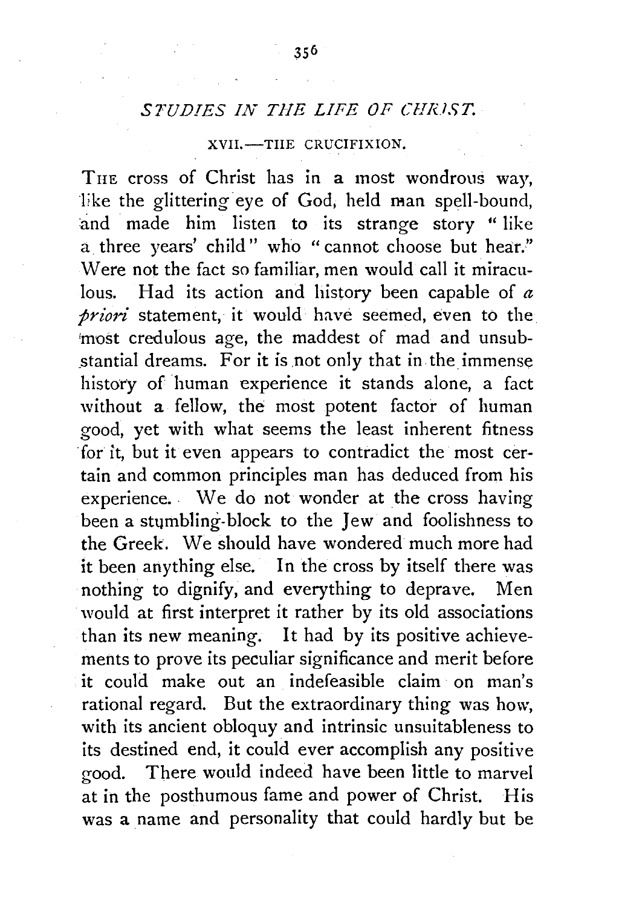## *STUDIES IN THE LIFE OF CHRIST.*

### XVII.—THE CRUCIFIXION.

THE cross of Christ has in a most wondrous way, like the glittering eye of God, held man spell-bound, and made him listen to its strange story "like a three years' child" who "cannot choose but hear." Were not the fact so familiar, men would call it miraculous. Had its action and history been capable of *a priori* statement, it would have seemed, even to the most credulous age, the maddest of mad and unsubstantial dreams. For it is not only that in the immense history of human experience it stands alone, a fact without a fellow, the most potent factor of human good, yet with what seems the least inherent fitness for it, but it even appears to contradict the most certain and common principles man has deduced from his experience. We do not wonder at the cross having been a stumbling-block to the Jew and foolishness to the Greek. We should have wondered much more had it been anything else. In the cross by itself there was nothing to dignify, and everything to deprave. Men would at first interpret it rather by its old associations than its new meaning. It had by its positive achievements to prove its peculiar significance and merit before it could make out an indefeasible claim on man's rational regard. But the extraordinary thing was how, with its ancient obloquy and intrinsic unsuitableness to its destined end, it could ever accomplish any positive good. There would indeed have been little to marvel at in the posthumous fame and power of Christ. His was a name and personality that could hardly but be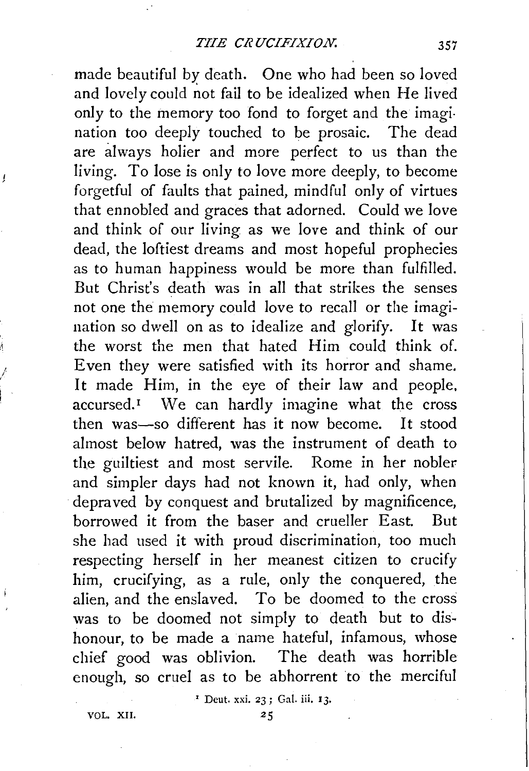made beautiful by death. One who had been so loved and lovely could not fail to be idealized when He lived only to the memory too fond to forget and the imagination too deeply touched to be prosaic. The dead are always holier and more perfect to us than the living. To lose is only to love more deeply, to become forgetful of faults that pained, mindful only of virtues that ennobled and graces that adorned. Could we love and think of our living as we love and think of our dead, the loftiest dreams and most hopeful prophecies as to human happiness would be more than fulfilled. But Christ's death was in all that strikes the senses not one the memory could love to recall or the imagination so dwell on as to idealize and glorify. It was the worst the men that hated Him could think of. Even they were satisfied with its horror and shame. It made Him, in the eye of their law and people, accursed.[1] We can hardly imagine what the cross then was—so different has it now become. It stood almost below hatred, was the instrument of death to the guiltiest and most servile. Rome in her nobler and simpler days had not known it, had only, when depraved by conquest and brutalized by magnificence, borrowed it from the baser and crueller East. But she had used it with proud discrimination, too much respecting herself in her meanest citizen to crucify him, crucifying, as a rule, only the conquered, the alien, and the enslaved. To be doomed to the cross was to be doomed not simply to death but to dishonour, to be made a name hateful, infamous, whose chief good was oblivion. The death was horrible enough, so cruel as to be abhorrent to the merciful

[1] Deut. xxi. 23; Gal. iii. 13.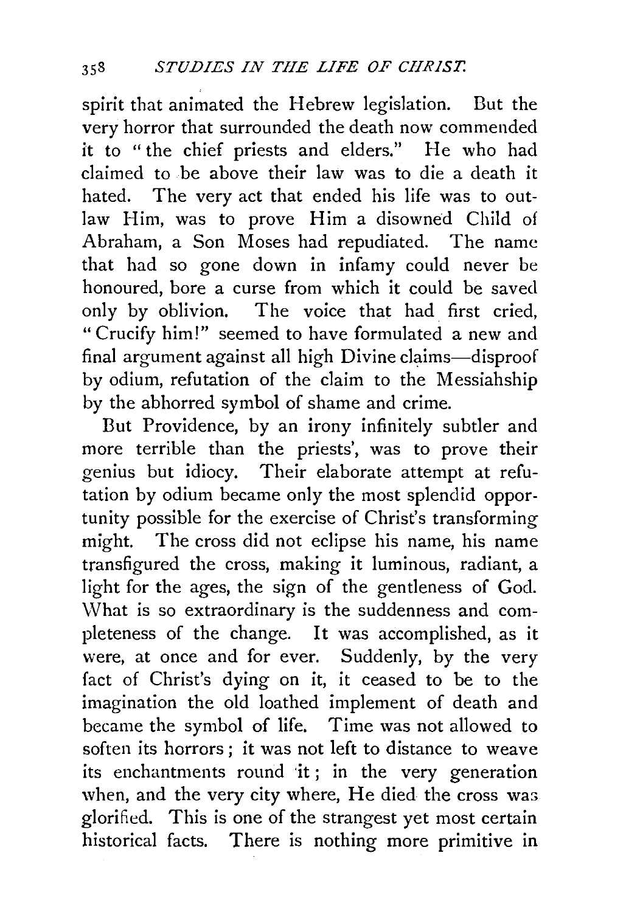spirit that animated the Hebrew legislation. But the very horror that surrounded the death now commended it to "the chief priests and elders." He who had claimed to be above their law was to die a death it hated. The very act that ended his life was to outlaw Him, was to prove Him a disowned Child of Abraham, a Son Moses had repudiated. The name that had so gone down in infamy could never be honoured, bore a curse from which it could be saved only by oblivion. The voice that had first cried, "Crucify him!" seemed to have formulated a new and final argument against all high Divine claims—disproof by odium, refutation of the claim to the Messiahship by the abhorred symbol of shame and crime.

But Providence, by an irony infinitely subtler and more terrible than the priests', was to prove their genius but idiocy. Their elaborate attempt at refutation by odium became only the most splendid opportunity possible for the exercise of Christ's transforming might. The cross did not eclipse his name, his name transfigured the cross, making it luminous, radiant, a light for the ages, the sign of the gentleness of God. What is so extraordinary is the suddenness and completeness of the change. It was accomplished, as it were, at once and for ever. Suddenly, by the very fact of Christ's dying on it, it ceased to be to the imagination the old loathed implement of death and became the symbol of life. Time was not allowed to soften its horrors; it was not left to distance to weave its enchantments round it; in the very generation when, and the very city where, He died the cross was glorified. This is one of the strangest yet most certain historical facts. There is nothing more primitive in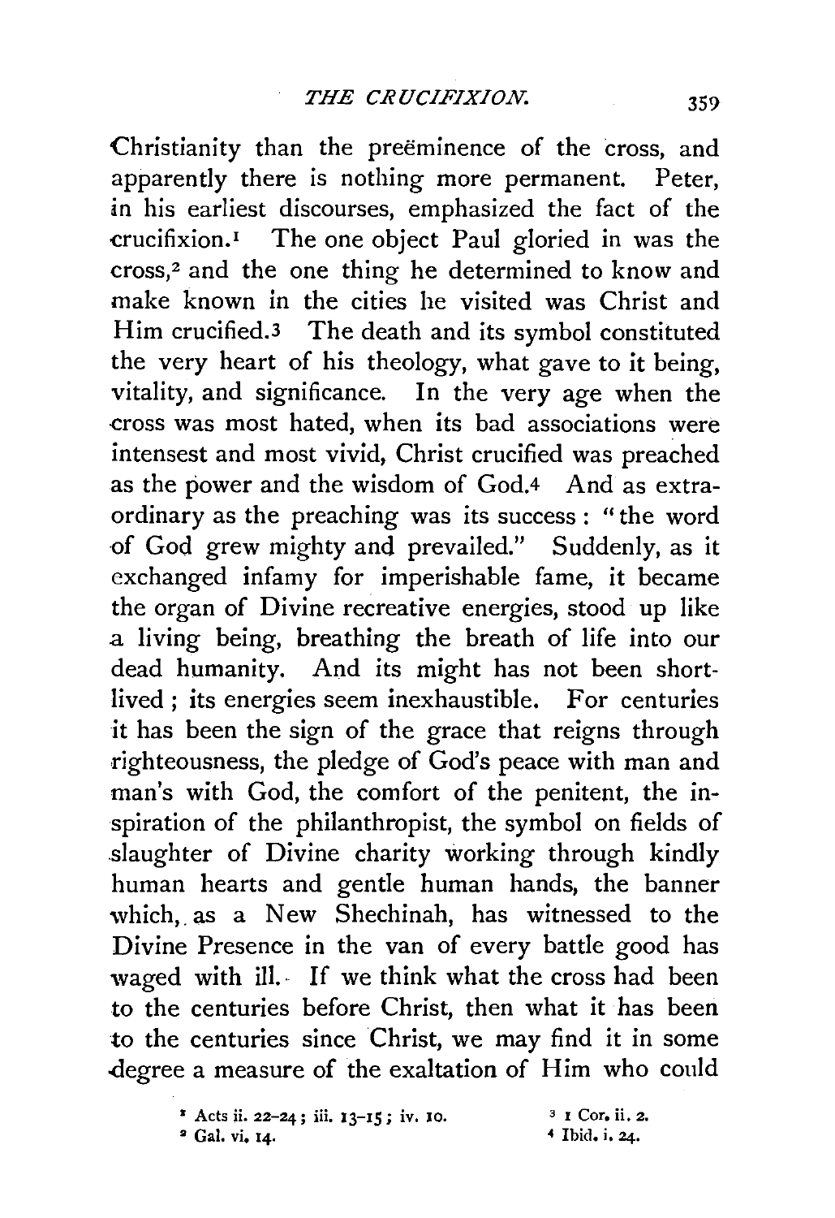Christianity than the preëminence of the cross, and apparently there is nothing more permanent. Peter, in his earliest discourses, emphasized the fact of the crucifixion.[1] The one object Paul gloried in was the cross,[2] and the one thing he determined to know and make known in the cities he visited was Christ and Him crucified.[3] The death and its symbol constituted the very heart of his theology, what gave to it being, vitality, and significance. In the very age when the cross was most hated, when its bad associations were intensest and most vivid, Christ crucified was preached as the power and the wisdom of God.[4] And as extraordinary as the preaching was its success: "the word of God grew mighty and prevailed." Suddenly, as it exchanged infamy for imperishable fame, it became the organ of Divine recreative energies, stood up like a living being, breathing the breath of life into our dead humanity. And its might has not been short-lived; its energies seem inexhaustible. For centuries it has been the sign of the grace that reigns through righteousness, the pledge of God's peace with man and man's with God, the comfort of the penitent, the inspiration of the philanthropist, the symbol on fields of slaughter of Divine charity working through kindly human hearts and gentle human hands, the banner which, as a New Shechinah, has witnessed to the Divine Presence in the van of every battle good has waged with ill. If we think what the cross had been to the centuries before Christ, then what it has been to the centuries since Christ, we may find it in some degree a measure of the exaltation of Him who could

[1] Acts ii. 22–24; iii. 13–15; iv. 10.

[2] Gal. vi. 14.

[3] 1 Cor. ii. 2.

[4] Ibid. i. 24.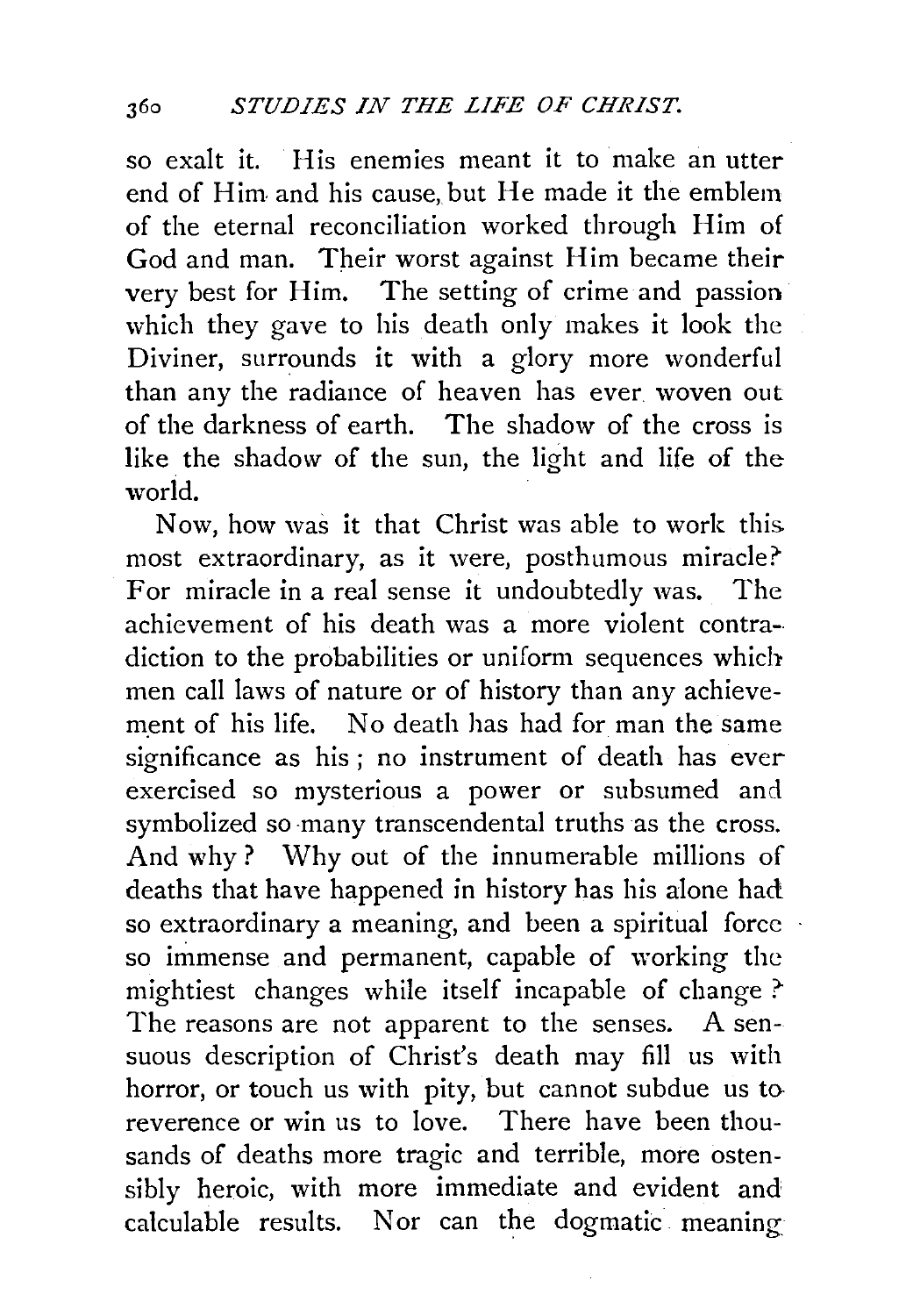so exalt it. His enemies meant it to make an utter end of Him and his cause, but He made it the emblem of the eternal reconciliation worked through Him of God and man. Their worst against Him became their very best for Him. The setting of crime and passion which they gave to his death only makes it look the Diviner, surrounds it with a glory more wonderful than any the radiance of heaven has ever woven out of the darkness of earth. The shadow of the cross is like the shadow of the sun, the light and life of the world.

Now, how was it that Christ was able to work this most extraordinary, as it were, posthumous miracle? For miracle in a real sense it undoubtedly was. The achievement of his death was a more violent contradiction to the probabilities or uniform sequences which men call laws of nature or of history than any achievement of his life. No death has had for man the same significance as his; no instrument of death has ever exercised so mysterious a power or subsumed and symbolized so many transcendental truths as the cross. And why? Why out of the innumerable millions of deaths that have happened in history has his alone had so extraordinary a meaning, and been a spiritual force so immense and permanent, capable of working the mightiest changes while itself incapable of change? The reasons are not apparent to the senses. A sensuous description of Christ's death may fill us with horror, or touch us with pity, but cannot subdue us to reverence or win us to love. There have been thousands of deaths more tragic and terrible, more ostensibly heroic, with more immediate and evident and calculable results. Nor can the dogmatic meaning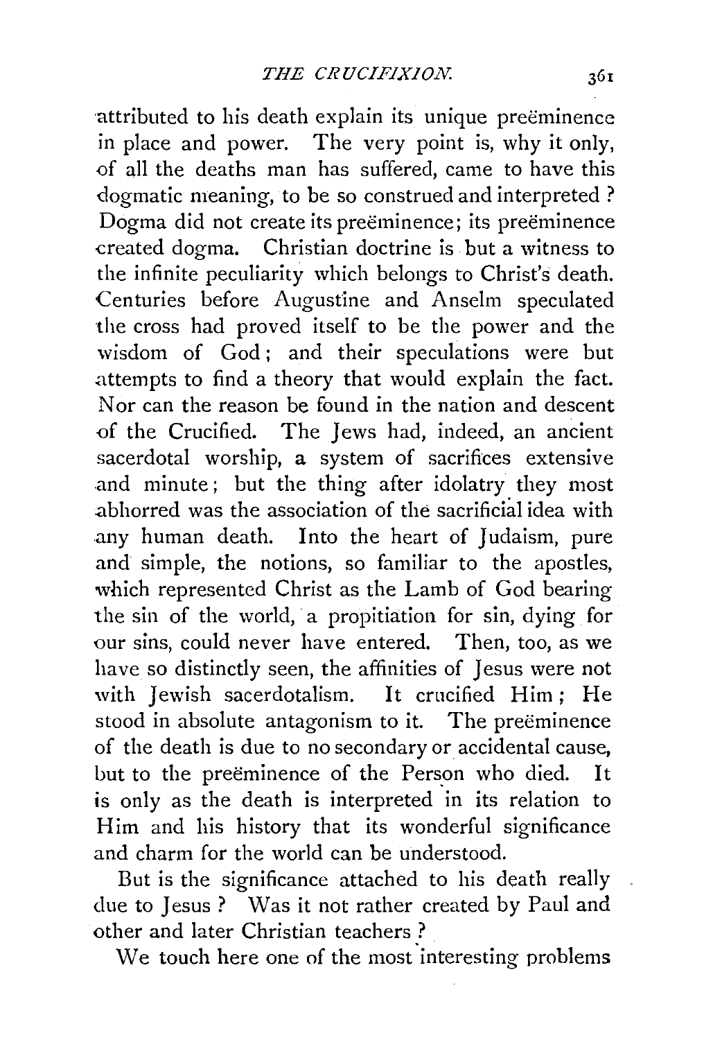attributed to his death explain its unique preëminence in place and power. The very point is, why it only, of all the deaths man has suffered, came to have this dogmatic meaning, to be so construed and interpreted? Dogma did not create its preëminence; its preëminence created dogma. Christian doctrine is but a witness to the infinite peculiarity which belongs to Christ's death. Centuries before Augustine and Anselm speculated the cross had proved itself to be the power and the wisdom of God; and their speculations were but attempts to find a theory that would explain the fact. Nor can the reason be found in the nation and descent of the Crucified. The Jews had, indeed, an ancient sacerdotal worship, a system of sacrifices extensive and minute; but the thing after idolatry they most abhorred was the association of the sacrificial idea with any human death. Into the heart of Judaism, pure and simple, the notions, so familiar to the apostles, which represented Christ as the Lamb of God bearing the sin of the world, a propitiation for sin, dying for our sins, could never have entered. Then, too, as we have so distinctly seen, the affinities of Jesus were not with Jewish sacerdotalism. It crucified Him; He stood in absolute antagonism to it. The preëminence of the death is due to no secondary or accidental cause, but to the preëminence of the Person who died. It is only as the death is interpreted in its relation to Him and his history that its wonderful significance and charm for the world can be understood.

But is the significance attached to his death really due to Jesus? Was it not rather created by Paul and other and later Christian teachers?

We touch here one of the most interesting problems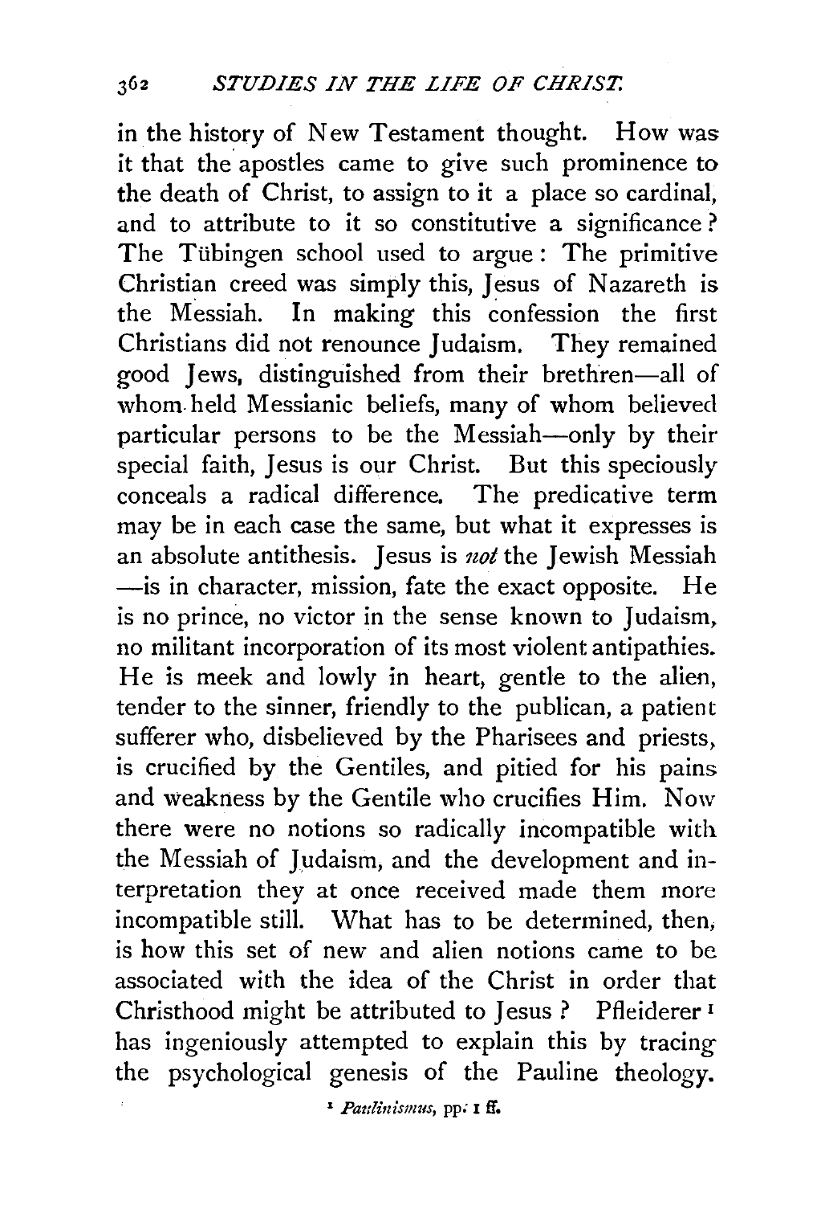in the history of New Testament thought. How was it that the apostles came to give such prominence to the death of Christ, to assign to it a place so cardinal, and to attribute to it so constitutive a significance? The Tübingen school used to argue: The primitive Christian creed was simply this, Jesus of Nazareth is the Messiah. In making this confession the first Christians did not renounce Judaism. They remained good Jews, distinguished from their brethren—all of whom held Messianic beliefs, many of whom believed particular persons to be the Messiah—only by their special faith, Jesus is our Christ. But this speciously conceals a radical difference. The predicative term may be in each case the same, but what it expresses is an absolute antithesis. Jesus is *not* the Jewish Messiah —is in character, mission, fate the exact opposite. He is no prince, no victor in the sense known to Judaism, no militant incorporation of its most violent antipathies. He is meek and lowly in heart, gentle to the alien, tender to the sinner, friendly to the publican, a patient sufferer who, disbelieved by the Pharisees and priests, is crucified by the Gentiles, and pitied for his pains and weakness by the Gentile who crucifies Him. Now there were no notions so radically incompatible with the Messiah of Judaism, and the development and interpretation they at once received made them more incompatible still. What has to be determined, then, is how this set of new and alien notions came to be associated with the idea of the Christ in order that Christhood might be attributed to Jesus? Pfleiderer[1] has ingeniously attempted to explain this by tracing the psychological genesis of the Pauline theology.

[1] *Paulinismus*, pp. 1 ff.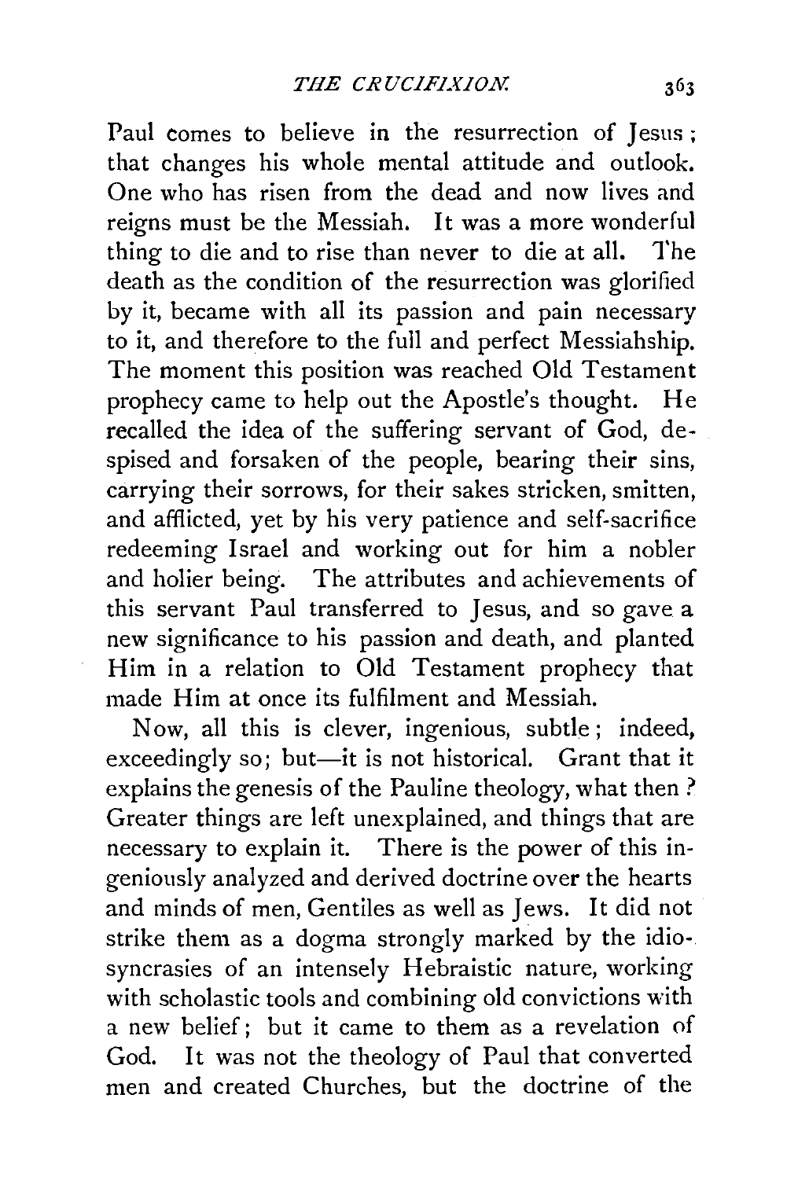Paul comes to believe in the resurrection of Jesus; that changes his whole mental attitude and outlook. One who has risen from the dead and now lives and reigns must be the Messiah. It was a more wonderful thing to die and to rise than never to die at all. The death as the condition of the resurrection was glorified by it, became with all its passion and pain necessary to it, and therefore to the full and perfect Messiahship. The moment this position was reached Old Testament prophecy came to help out the Apostle's thought. He recalled the idea of the suffering servant of God, despised and forsaken of the people, bearing their sins, carrying their sorrows, for their sakes stricken, smitten, and afflicted, yet by his very patience and self-sacrifice redeeming Israel and working out for him a nobler and holier being. The attributes and achievements of this servant Paul transferred to Jesus, and so gave a new significance to his passion and death, and planted Him in a relation to Old Testament prophecy that made Him at once its fulfilment and Messiah.

Now, all this is clever, ingenious, subtle; indeed, exceedingly so; but—it is not historical. Grant that it explains the genesis of the Pauline theology, what then? Greater things are left unexplained, and things that are necessary to explain it. There is the power of this ingeniously analyzed and derived doctrine over the hearts and minds of men, Gentiles as well as Jews. It did not strike them as a dogma strongly marked by the idiosyncrasies of an intensely Hebraistic nature, working with scholastic tools and combining old convictions with a new belief; but it came to them as a revelation of God. It was not the theology of Paul that converted men and created Churches, but the doctrine of the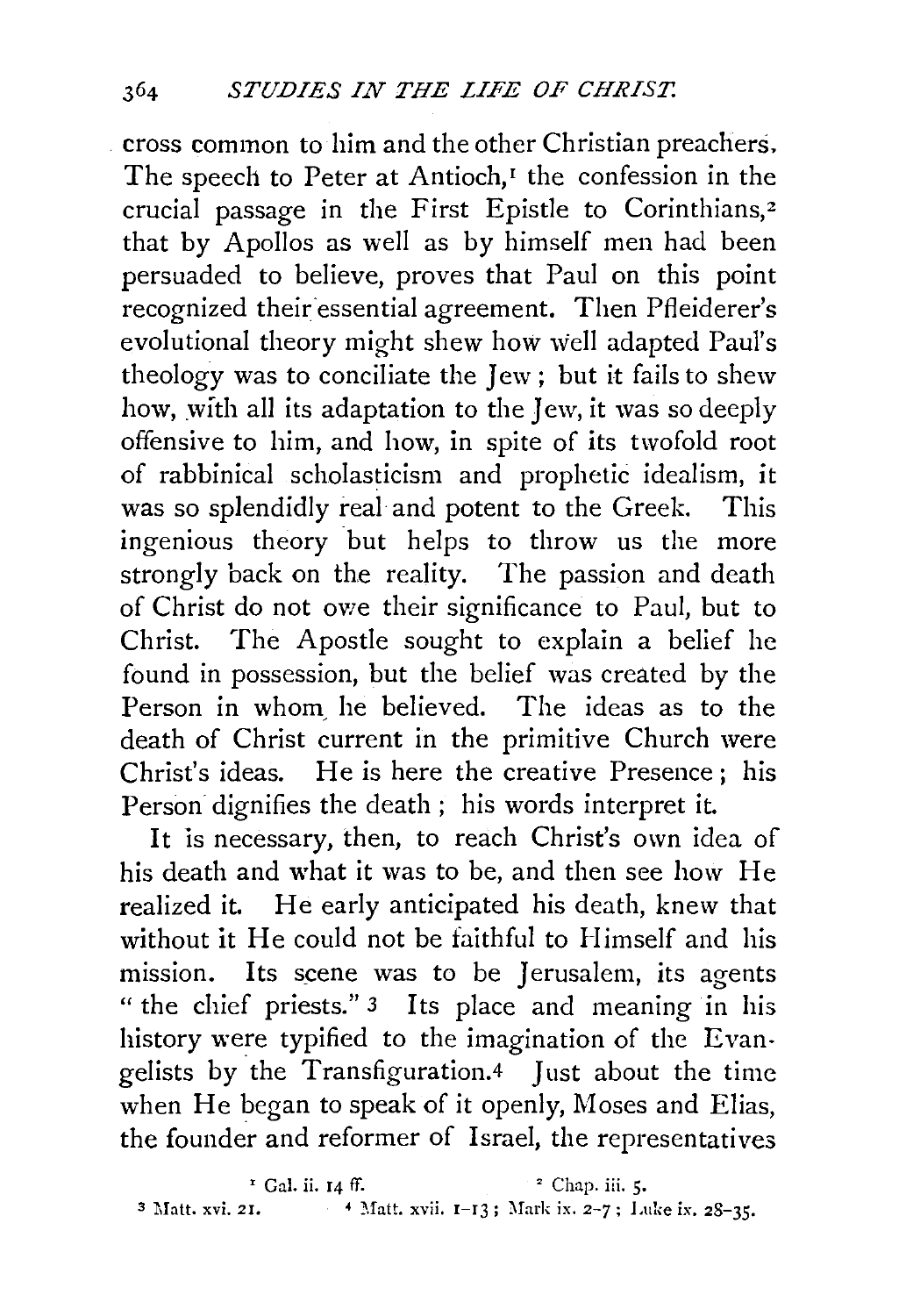cross common to him and the other Christian preachers. The speech to Peter at Antioch,[1] the confession in the crucial passage in the First Epistle to Corinthians,[2] that by Apollos as well as by himself men had been persuaded to believe, proves that Paul on this point recognized their essential agreement. Then Pfleiderer's evolutional theory might shew how well adapted Paul's theology was to conciliate the Jew; but it fails to shew how, with all its adaptation to the Jew, it was so deeply offensive to him, and how, in spite of its twofold root of rabbinical scholasticism and prophetic idealism, it was so splendidly real and potent to the Greek. This ingenious theory but helps to throw us the more strongly back on the reality. The passion and death of Christ do not owe their significance to Paul, but to Christ. The Apostle sought to explain a belief he found in possession, but the belief was created by the Person in whom he believed. The ideas as to the death of Christ current in the primitive Church were Christ's ideas. He is here the creative Presence; his Person dignifies the death; his words interpret it.

It is necessary, then, to reach Christ's own idea of his death and what it was to be, and then see how He realized it. He early anticipated his death, knew that without it He could not be faithful to Himself and his mission. Its scene was to be Jerusalem, its agents "the chief priests."[3] Its place and meaning in his history were typified to the imagination of the Evangelists by the Transfiguration.[4] Just about the time when He began to speak of it openly, Moses and Elias, the founder and reformer of Israel, the representatives

[1] Gal. ii. 14 ff.

[2] Chap. iii. 5.

[3] Matt. xvi. 21.

[4] Matt. xvii. 1–13; Mark ix. 2–7; Luke ix. 28–35.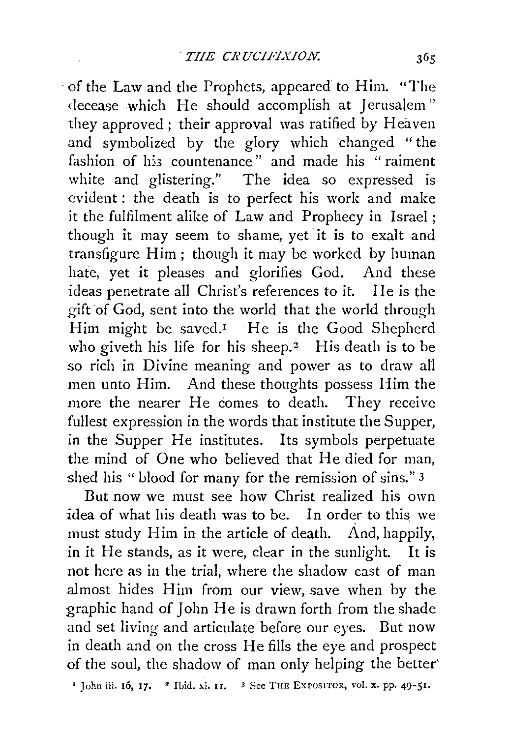of the Law and the Prophets, appeared to Him. "The decease which He should accomplish at Jerusalem" they approved; their approval was ratified by Heaven and symbolized by the glory which changed "the fashion of his countenance" and made his "raiment white and glistering." The idea so expressed is evident: the death is to perfect his work and make it the fulfilment alike of Law and Prophecy in Israel; though it may seem to shame, yet it is to exalt and transfigure Him; though it may be worked by human hate, yet it pleases and glorifies God. And these ideas penetrate all Christ's references to it. He is the gift of God, sent into the world that the world through Him might be saved.[1] He is the Good Shepherd who giveth his life for his sheep.[2] His death is to be so rich in Divine meaning and power as to draw all men unto Him. And these thoughts possess Him the more the nearer He comes to death. They receive fullest expression in the words that institute the Supper, in the Supper He institutes. Its symbols perpetuate the mind of One who believed that He died for man, shed his "blood for many for the remission of sins." [3]

But now we must see how Christ realized his own idea of what his death was to be. In order to this we must study Him in the article of death. And, happily, in it He stands, as it were, clear in the sunlight. It is not here as in the trial, where the shadow cast of man almost hides Him from our view, save when by the graphic hand of John He is drawn forth from the shade and set living and articulate before our eyes. But now in death and on the cross He fills the eye and prospect of the soul, the shadow of man only helping the better

[1] John iii. 16, 17. [2] Ibid. xi. 11. [3] See THE EXPOSITOR, vol. x. pp. 49-51.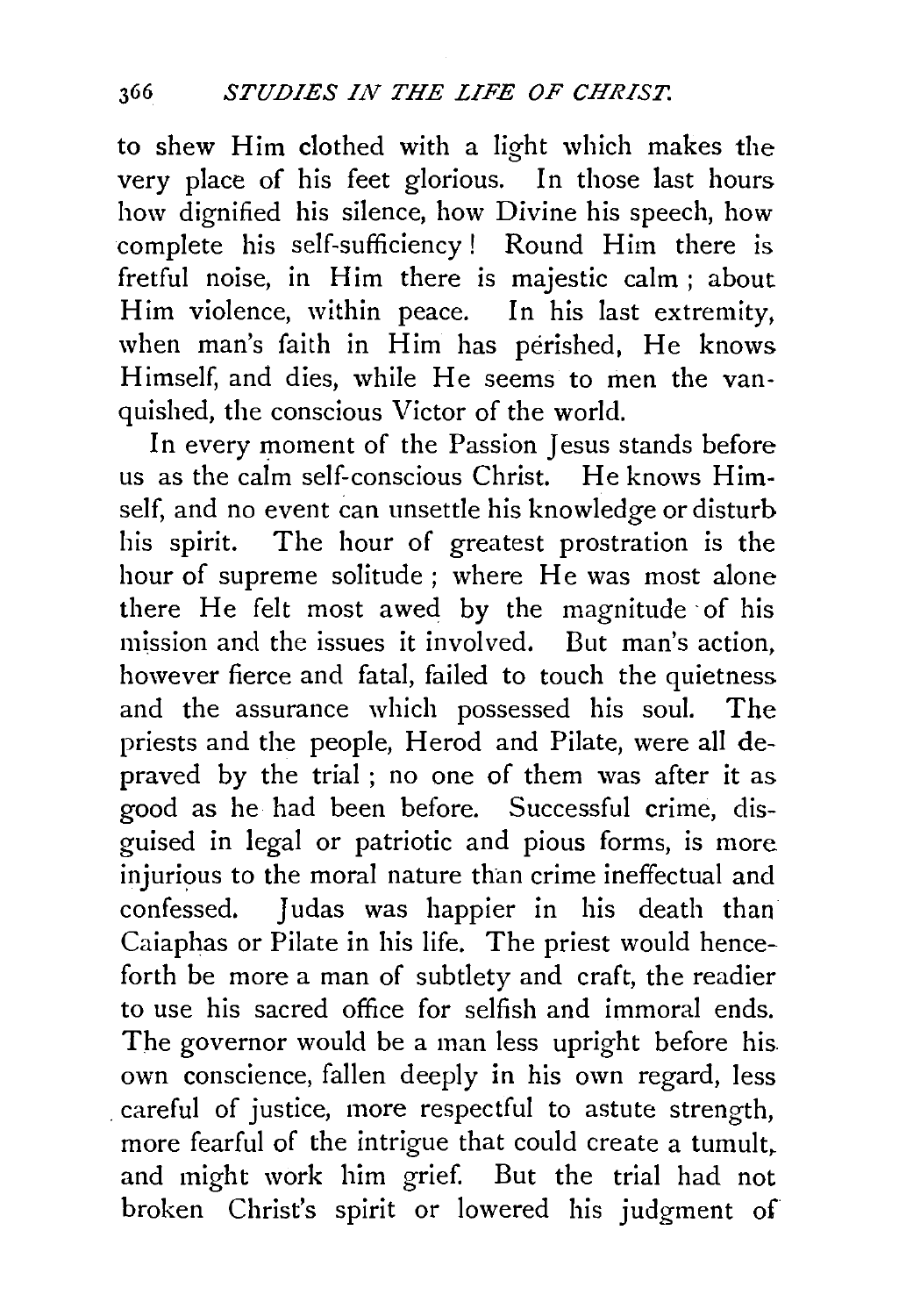to shew Him clothed with a light which makes the very place of his feet glorious. In those last hours how dignified his silence, how Divine his speech, how complete his self-sufficiency! Round Him there is fretful noise, in Him there is majestic calm; about Him violence, within peace. In his last extremity, when man's faith in Him has perished, He knows Himself, and dies, while He seems to men the vanquished, the conscious Victor of the world.

In every moment of the Passion Jesus stands before us as the calm self-conscious Christ. He knows Himself, and no event can unsettle his knowledge or disturb his spirit. The hour of greatest prostration is the hour of supreme solitude; where He was most alone there He felt most awed by the magnitude of his mission and the issues it involved. But man's action, however fierce and fatal, failed to touch the quietness and the assurance which possessed his soul. The priests and the people, Herod and Pilate, were all depraved by the trial; no one of them was after it as good as he had been before. Successful crime, disguised in legal or patriotic and pious forms, is more injurious to the moral nature than crime ineffectual and confessed. Judas was happier in his death than Caiaphas or Pilate in his life. The priest would henceforth be more a man of subtlety and craft, the readier to use his sacred office for selfish and immoral ends. The governor would be a man less upright before his own conscience, fallen deeply in his own regard, less careful of justice, more respectful to astute strength, more fearful of the intrigue that could create a tumult, and might work him grief. But the trial had not broken Christ's spirit or lowered his judgment of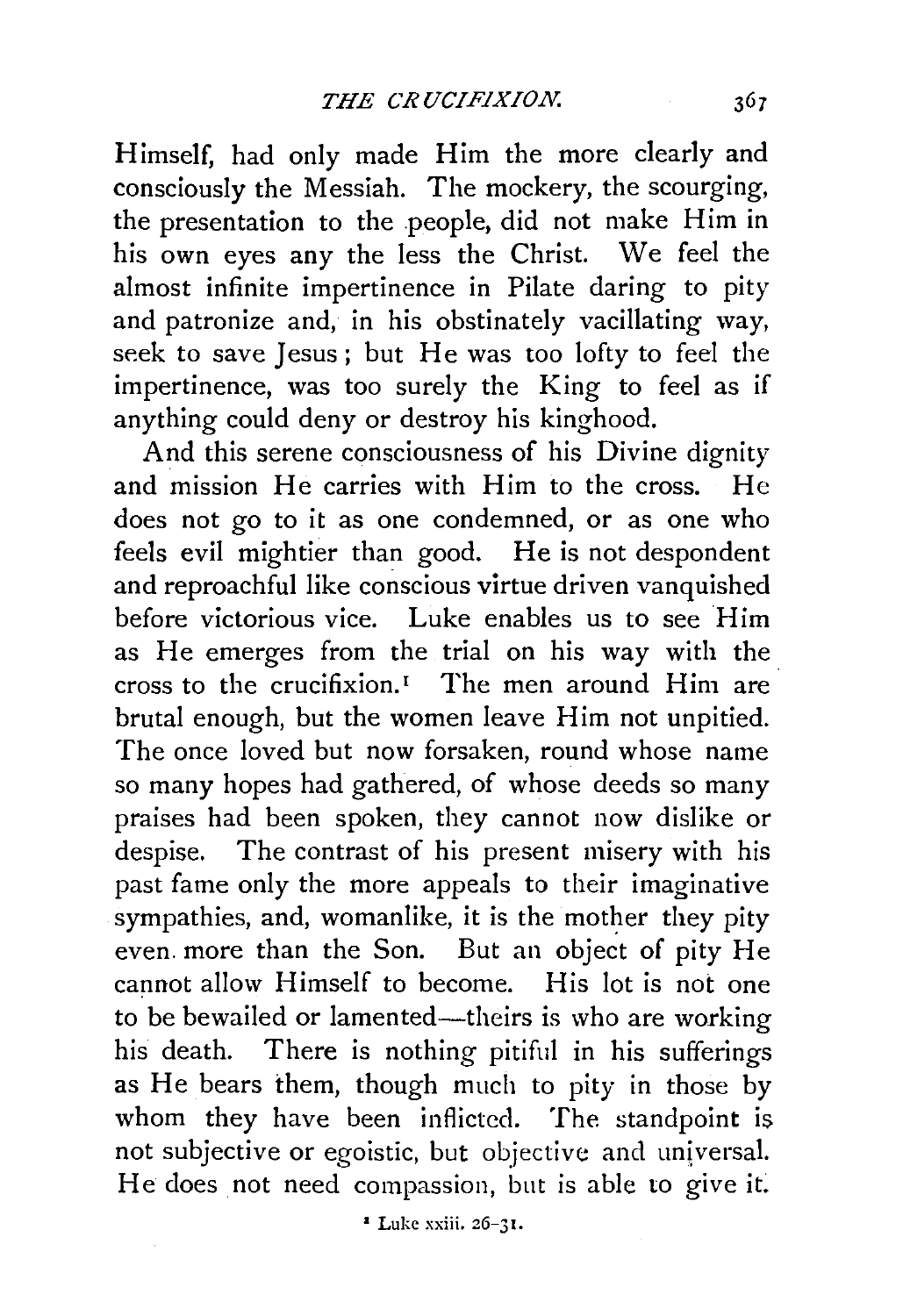Himself, had only made Him the more clearly and consciously the Messiah. The mockery, the scourging, the presentation to the people, did not make Him in his own eyes any the less the Christ. We feel the almost infinite impertinence in Pilate daring to pity and patronize and, in his obstinately vacillating way, seek to save Jesus; but He was too lofty to feel the impertinence, was too surely the King to feel as if anything could deny or destroy his kinghood.

And this serene consciousness of his Divine dignity and mission He carries with Him to the cross. He does not go to it as one condemned, or as one who feels evil mightier than good. He is not despondent and reproachful like conscious virtue driven vanquished before victorious vice. Luke enables us to see Him as He emerges from the trial on his way with the cross to the crucifixion.[1] The men around Him are brutal enough, but the women leave Him not unpitied. The once loved but now forsaken, round whose name so many hopes had gathered, of whose deeds so many praises had been spoken, they cannot now dislike or despise. The contrast of his present misery with his past fame only the more appeals to their imaginative sympathies, and, womanlike, it is the mother they pity even more than the Son. But an object of pity He cannot allow Himself to become. His lot is not one to be bewailed or lamented—theirs is who are working his death. There is nothing pitiful in his sufferings as He bears them, though much to pity in those by whom they have been inflicted. The standpoint is not subjective or egoistic, but objective and universal. He does not need compassion, but is able to give it.

[1] Luke xxiii. 26–31.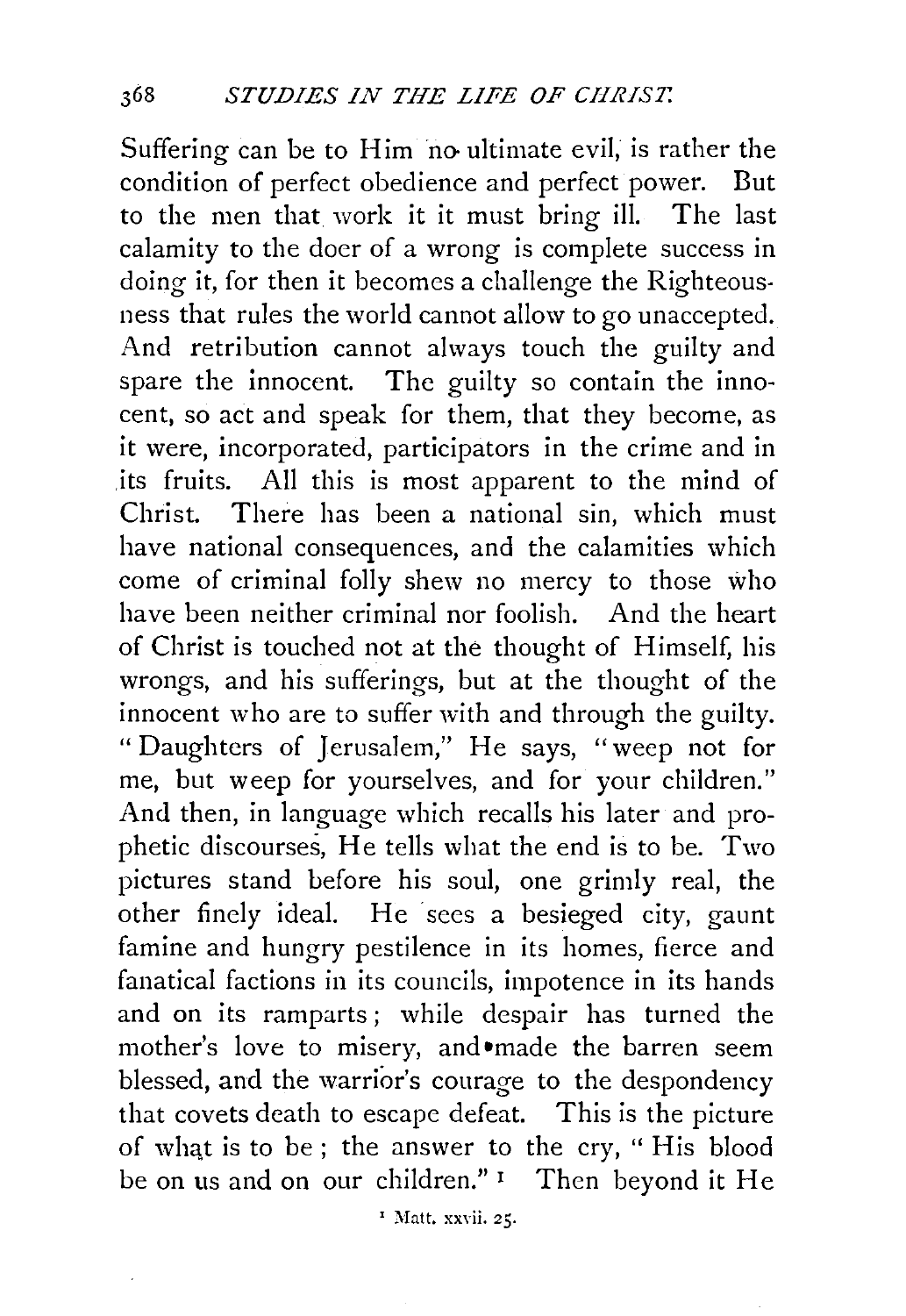Suffering can be to Him no ultimate evil, is rather the condition of perfect obedience and perfect power. But to the men that work it it must bring ill. The last calamity to the doer of a wrong is complete success in doing it, for then it becomes a challenge the Righteousness that rules the world cannot allow to go unaccepted. And retribution cannot always touch the guilty and spare the innocent. The guilty so contain the innocent, so act and speak for them, that they become, as it were, incorporated, participators in the crime and in its fruits. All this is most apparent to the mind of Christ. There has been a national sin, which must have national consequences, and the calamities which come of criminal folly shew no mercy to those who have been neither criminal nor foolish. And the heart of Christ is touched not at the thought of Himself, his wrongs, and his sufferings, but at the thought of the innocent who are to suffer with and through the guilty. "Daughters of Jerusalem," He says, "weep not for me, but weep for yourselves, and for your children." And then, in language which recalls his later and prophetic discourses, He tells what the end is to be. Two pictures stand before his soul, one grimly real, the other finely ideal. He sees a besieged city, gaunt famine and hungry pestilence in its homes, fierce and fanatical factions in its councils, impotence in its hands and on its ramparts; while despair has turned the mother's love to misery, and made the barren seem blessed, and the warrior's courage to the despondency that covets death to escape defeat. This is the picture of what is to be; the answer to the cry, "His blood be on us and on our children." [1] Then beyond it He

[1] Matt. xxvii. 25.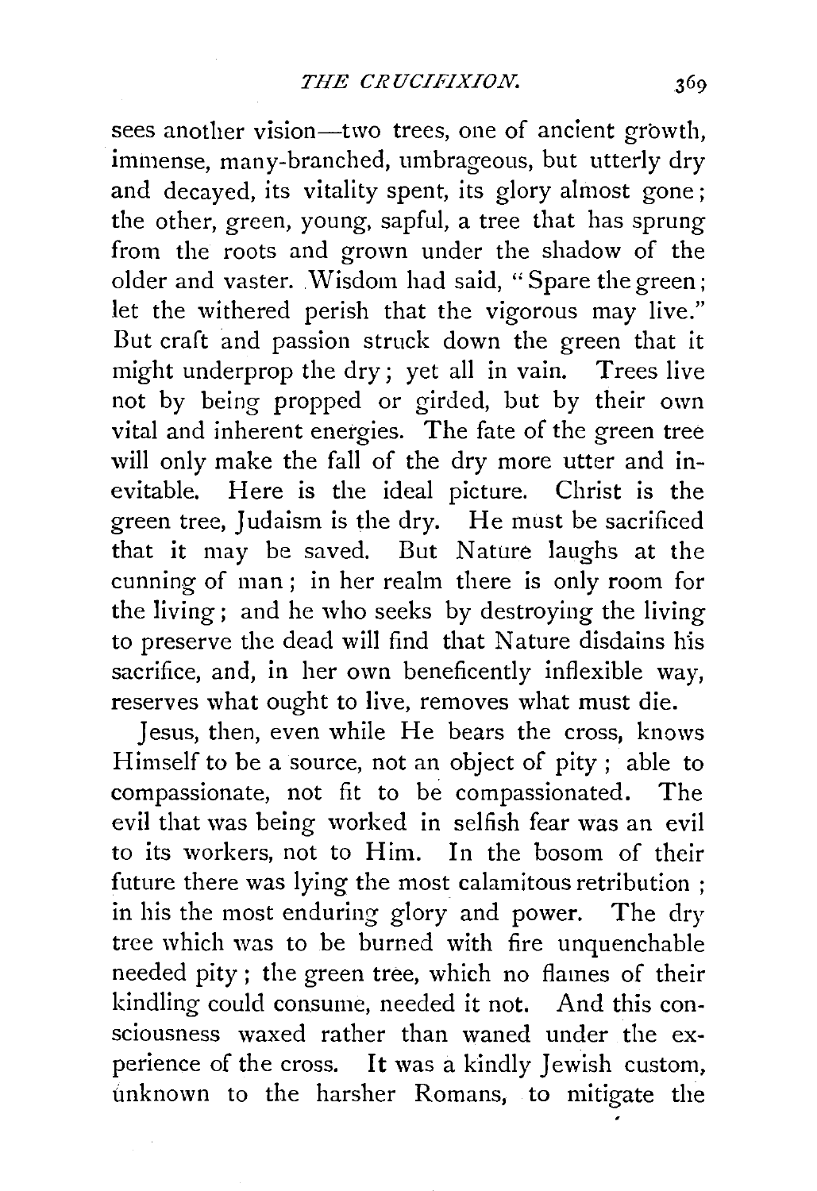sees another vision—two trees, one of ancient growth, immense, many-branched, umbrageous, but utterly dry and decayed, its vitality spent, its glory almost gone; the other, green, young, sapful, a tree that has sprung from the roots and grown under the shadow of the older and vaster. Wisdom had said, "Spare the green; let the withered perish that the vigorous may live." But craft and passion struck down the green that it might underprop the dry; yet all in vain. Trees live not by being propped or girded, but by their own vital and inherent energies. The fate of the green tree will only make the fall of the dry more utter and inevitable. Here is the ideal picture. Christ is the green tree, Judaism is the dry. He must be sacrificed that it may be saved. But Nature laughs at the cunning of man; in her realm there is only room for the living; and he who seeks by destroying the living to preserve the dead will find that Nature disdains his sacrifice, and, in her own beneficently inflexible way, reserves what ought to live, removes what must die.

Jesus, then, even while He bears the cross, knows Himself to be a source, not an object of pity; able to compassionate, not fit to be compassionated. The evil that was being worked in selfish fear was an evil to its workers, not to Him. In the bosom of their future there was lying the most calamitous retribution; in his the most enduring glory and power. The dry tree which was to be burned with fire unquenchable needed pity; the green tree, which no flames of their kindling could consume, needed it not. And this consciousness waxed rather than waned under the experience of the cross. It was a kindly Jewish custom, unknown to the harsher Romans, to mitigate the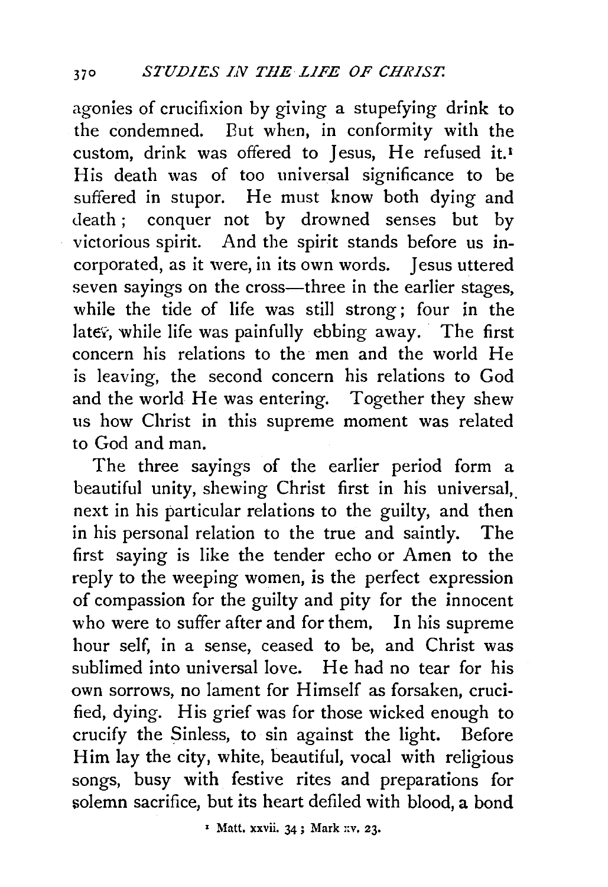agonies of crucifixion by giving a stupefying drink to the condemned. But when, in conformity with the custom, drink was offered to Jesus, He refused it.[1] His death was of too universal significance to be suffered in stupor. He must know both dying and death; conquer not by drowned senses but by victorious spirit. And the spirit stands before us incorporated, as it were, in its own words. Jesus uttered seven sayings on the cross—three in the earlier stages, while the tide of life was still strong; four in the later, while life was painfully ebbing away. The first concern his relations to the men and the world He is leaving, the second concern his relations to God and the world He was entering. Together they shew us how Christ in this supreme moment was related to God and man.

The three sayings of the earlier period form a beautiful unity, shewing Christ first in his universal, next in his particular relations to the guilty, and then in his personal relation to the true and saintly. The first saying is like the tender echo or Amen to the reply to the weeping women, is the perfect expression of compassion for the guilty and pity for the innocent who were to suffer after and for them. In his supreme hour self, in a sense, ceased to be, and Christ was sublimed into universal love. He had no tear for his own sorrows, no lament for Himself as forsaken, crucified, dying. His grief was for those wicked enough to crucify the Sinless, to sin against the light. Before Him lay the city, white, beautiful, vocal with religious songs, busy with festive rites and preparations for solemn sacrifice, but its heart defiled with blood, a bond

[1] Matt. xxvii. 34; Mark xv. 23.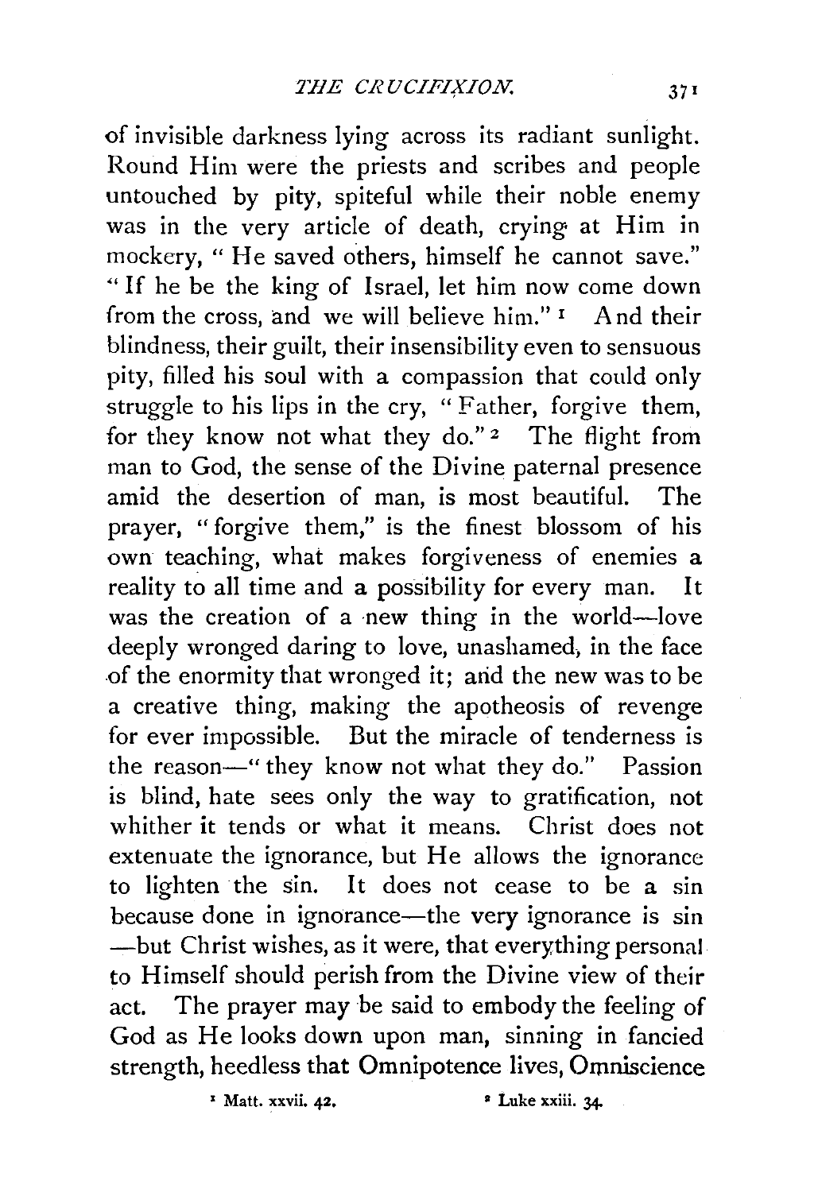of invisible darkness lying across its radiant sunlight. Round Him were the priests and scribes and people untouched by pity, spiteful while their noble enemy was in the very article of death, crying at Him in mockery, " He saved others, himself he cannot save." " If he be the king of Israel, let him now come down from the cross, and we will believe him." [1] And their blindness, their guilt, their insensibility even to sensuous pity, filled his soul with a compassion that could only struggle to his lips in the cry, " Father, forgive them, for they know not what they do." [2] The flight from man to God, the sense of the Divine paternal presence amid the desertion of man, is most beautiful. The prayer, " forgive them," is the finest blossom of his own teaching, what makes forgiveness of enemies a reality to all time and a possibility for every man. It was the creation of a new thing in the world—love deeply wronged daring to love, unashamed, in the face of the enormity that wronged it; and the new was to be a creative thing, making the apotheosis of revenge for ever impossible. But the miracle of tenderness is the reason—" they know not what they do." Passion is blind, hate sees only the way to gratification, not whither it tends or what it means. Christ does not extenuate the ignorance, but He allows the ignorance to lighten the sin. It does not cease to be a sin because done in ignorance—the very ignorance is sin —but Christ wishes, as it were, that everything personal to Himself should perish from the Divine view of their act. The prayer may be said to embody the feeling of God as He looks down upon man, sinning in fancied strength, heedless that Omnipotence lives, Omniscience

[1] Matt. xxvii. 42. [2] Luke xxiii. 34.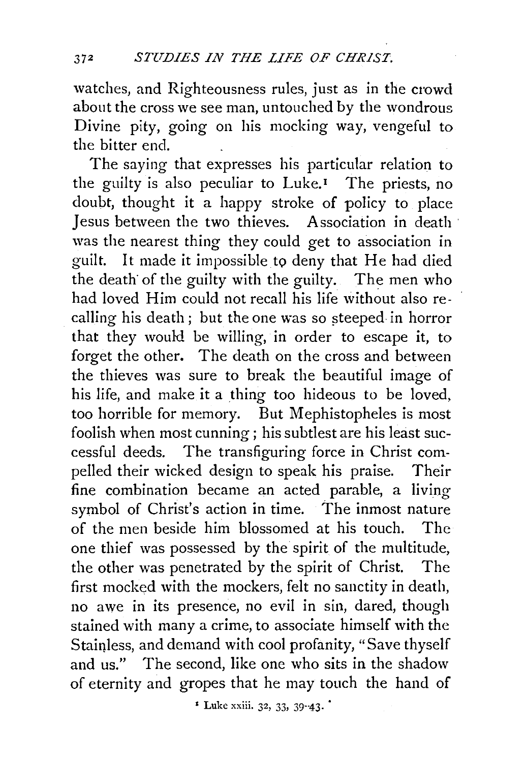watches, and Righteousness rules, just as in the crowd about the cross we see man, untouched by the wondrous Divine pity, going on his mocking way, vengeful to the bitter end.

The saying that expresses his particular relation to the guilty is also peculiar to Luke.[1] The priests, no doubt, thought it a happy stroke of policy to place Jesus between the two thieves. Association in death was the nearest thing they could get to association in guilt. It made it impossible to deny that He had died the death of the guilty with the guilty. The men who had loved Him could not recall his life without also recalling his death; but the one was so steeped in horror that they would be willing, in order to escape it, to forget the other. The death on the cross and between the thieves was sure to break the beautiful image of his life, and make it a thing too hideous to be loved, too horrible for memory. But Mephistopheles is most foolish when most cunning; his subtlest are his least successful deeds. The transfiguring force in Christ compelled their wicked design to speak his praise. Their fine combination became an acted parable, a living symbol of Christ's action in time. The inmost nature of the men beside him blossomed at his touch. The one thief was possessed by the spirit of the multitude, the other was penetrated by the spirit of Christ. The first mocked with the mockers, felt no sanctity in death, no awe in its presence, no evil in sin, dared, though stained with many a crime, to associate himself with the Stainless, and demand with cool profanity, "Save thyself and us." The second, like one who sits in the shadow of eternity and gropes that he may touch the hand of

[1] Luke xxiii. 32, 33, 39-43.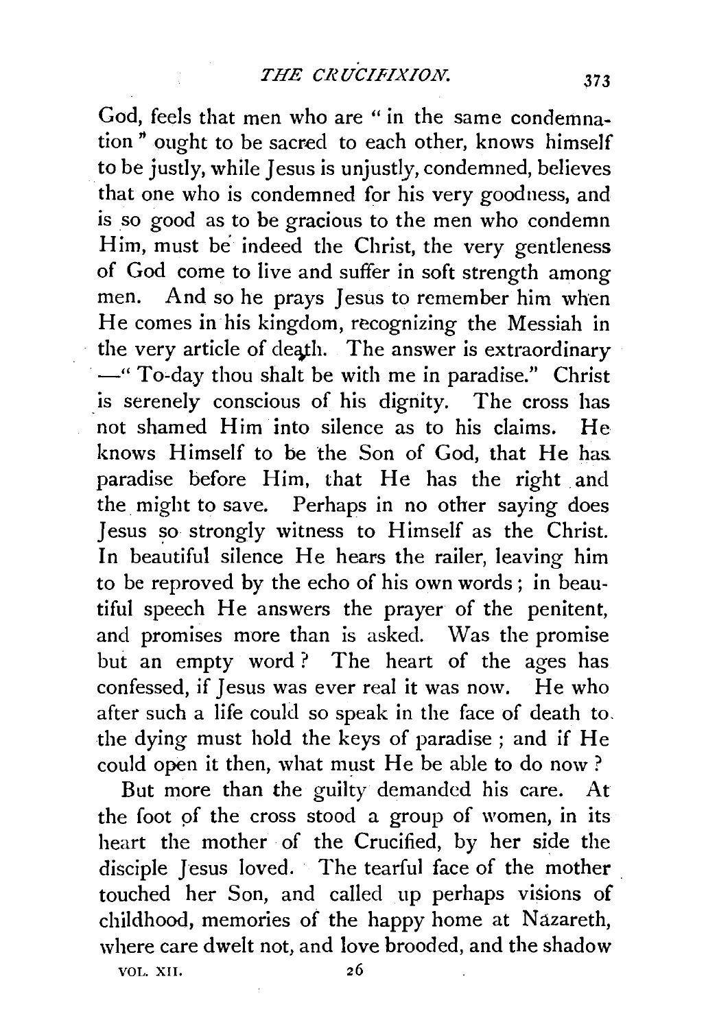God, feels that men who are "in the same condemnation" ought to be sacred to each other, knows himself to be justly, while Jesus is unjustly, condemned, believes that one who is condemned for his very goodness, and is so good as to be gracious to the men who condemn Him, must be indeed the Christ, the very gentleness of God come to live and suffer in soft strength among men. And so he prays Jesus to remember him when He comes in his kingdom, recognizing the Messiah in the very article of death. The answer is extraordinary —"To-day thou shalt be with me in paradise." Christ is serenely conscious of his dignity. The cross has not shamed Him into silence as to his claims. He knows Himself to be the Son of God, that He has paradise before Him, that He has the right and the might to save. Perhaps in no other saying does Jesus so strongly witness to Himself as the Christ. In beautiful silence He hears the railer, leaving him to be reproved by the echo of his own words; in beautiful speech He answers the prayer of the penitent, and promises more than is asked. Was the promise but an empty word? The heart of the ages has confessed, if Jesus was ever real it was now. He who after such a life could so speak in the face of death to the dying must hold the keys of paradise; and if He could open it then, what must He be able to do now?

But more than the guilty demanded his care. At the foot of the cross stood a group of women, in its heart the mother of the Crucified, by her side the disciple Jesus loved. The tearful face of the mother touched her Son, and called up perhaps visions of childhood, memories of the happy home at Nazareth, where care dwelt not, and love brooded, and the shadow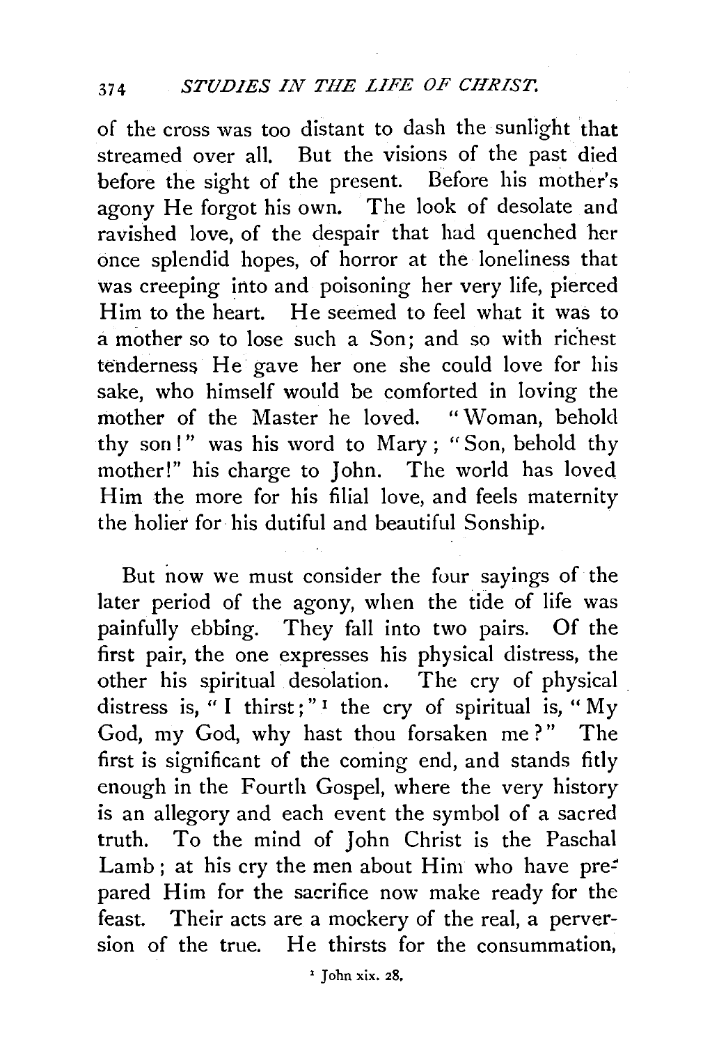of the cross was too distant to dash the sunlight that streamed over all. But the visions of the past died before the sight of the present. Before his mother's agony He forgot his own. The look of desolate and ravished love, of the despair that had quenched her once splendid hopes, of horror at the loneliness that was creeping into and poisoning her very life, pierced Him to the heart. He seemed to feel what it was to a mother so to lose such a Son; and so with richest tenderness He gave her one she could love for his sake, who himself would be comforted in loving the mother of the Master he loved. "Woman, behold thy son!" was his word to Mary; "Son, behold thy mother!" his charge to John. The world has loved Him the more for his filial love, and feels maternity the holier for his dutiful and beautiful Sonship.

But now we must consider the four sayings of the later period of the agony, when the tide of life was painfully ebbing. They fall into two pairs. Of the first pair, the one expresses his physical distress, the other his spiritual desolation. The cry of physical distress is, "I thirst;"[1] the cry of spiritual is, "My God, my God, why hast thou forsaken me?" The first is significant of the coming end, and stands fitly enough in the Fourth Gospel, where the very history is an allegory and each event the symbol of a sacred truth. To the mind of John Christ is the Paschal Lamb; at his cry the men about Him who have prepared Him for the sacrifice now make ready for the feast. Their acts are a mockery of the real, a perversion of the true. He thirsts for the consummation,

[1] John xix. 28.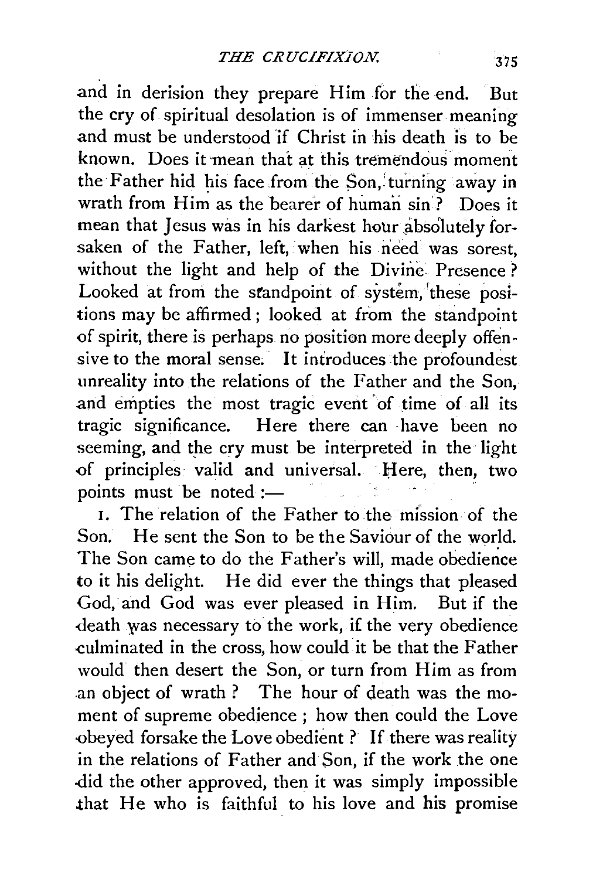and in derision they prepare Him for the end. But the cry of spiritual desolation is of immenser meaning and must be understood if Christ in his death is to be known. Does it mean that at this tremendous moment the Father hid his face from the Son, turning away in wrath from Him as the bearer of human sin? Does it mean that Jesus was in his darkest hour absolutely forsaken of the Father, left, when his need was sorest, without the light and help of the Divine Presence? Looked at from the standpoint of system, these positions may be affirmed; looked at from the standpoint of spirit, there is perhaps no position more deeply offensive to the moral sense. It introduces the profoundest unreality into the relations of the Father and the Son, and empties the most tragic event of time of all its tragic significance. Here there can have been no seeming, and the cry must be interpreted in the light of principles valid and universal. Here, then, two points must be noted :—

1. The relation of the Father to the mission of the Son. He sent the Son to be the Saviour of the world. The Son came to do the Father's will, made obedience to it his delight. He did ever the things that pleased God, and God was ever pleased in Him. But if the death was necessary to the work, if the very obedience culminated in the cross, how could it be that the Father would then desert the Son, or turn from Him as from an object of wrath? The hour of death was the moment of supreme obedience; how then could the Love obeyed forsake the Love obedient? If there was reality in the relations of Father and Son, if the work the one did the other approved, then it was simply impossible that He who is faithful to his love and his promise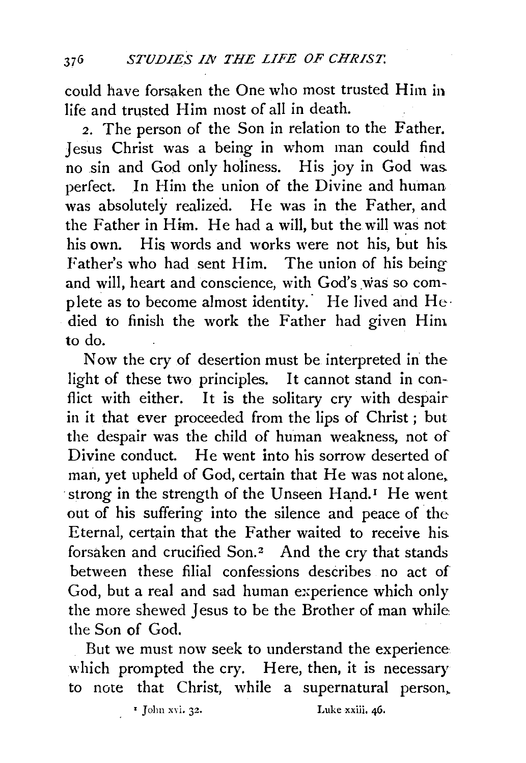could have forsaken the One who most trusted Him in life and trusted Him most of all in death.

2. The person of the Son in relation to the Father. Jesus Christ was a being in whom man could find no sin and God only holiness. His joy in God was perfect. In Him the union of the Divine and human was absolutely realized. He was in the Father, and the Father in Him. He had a will, but the will was not his own. His words and works were not his, but his Father's who had sent Him. The union of his being and will, heart and conscience, with God's was so complete as to become almost identity. He lived and He died to finish the work the Father had given Him to do.

Now the cry of desertion must be interpreted in the light of these two principles. It cannot stand in conflict with either. It is the solitary cry with despair in it that ever proceeded from the lips of Christ; but the despair was the child of human weakness, not of Divine conduct. He went into his sorrow deserted of man, yet upheld of God, certain that He was not alone, strong in the strength of the Unseen Hand.[1] He went out of his suffering into the silence and peace of the Eternal, certain that the Father waited to receive his forsaken and crucified Son.[2] And the cry that stands between these filial confessions describes no act of God, but a real and sad human experience which only the more shewed Jesus to be the Brother of man while the Son of God.

But we must now seek to understand the experience which prompted the cry. Here, then, it is necessary to note that Christ, while a supernatural person,

[1] John xvi. 32. [2] Luke xxiii. 46.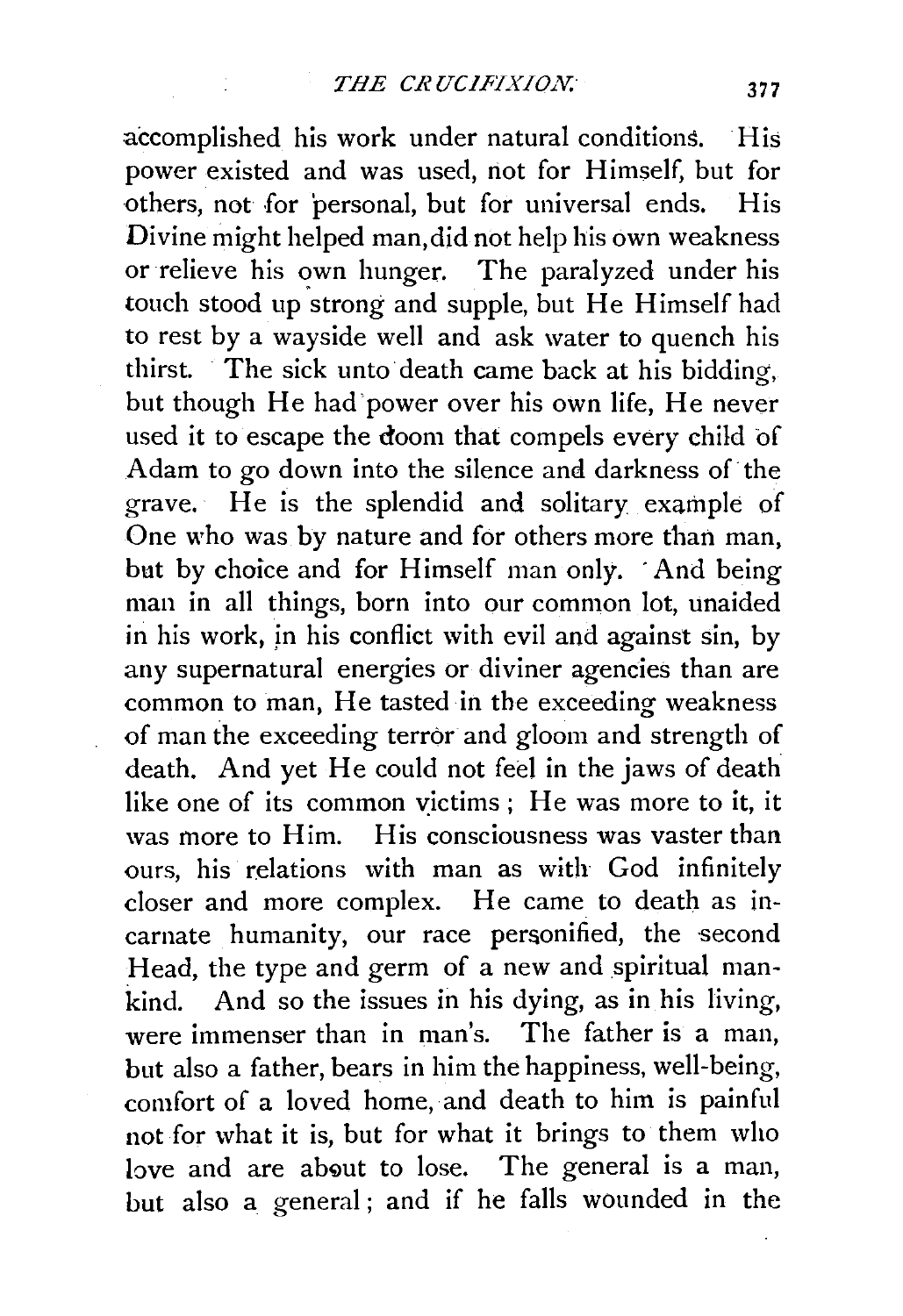accomplished his work under natural conditions. His power existed and was used, not for Himself, but for others, not for personal, but for universal ends. His Divine might helped man, did not help his own weakness or relieve his own hunger. The paralyzed under his touch stood up strong and supple, but He Himself had to rest by a wayside well and ask water to quench his thirst. The sick unto death came back at his bidding, but though He had power over his own life, He never used it to escape the doom that compels every child of Adam to go down into the silence and darkness of the grave. He is the splendid and solitary example of One who was by nature and for others more than man, but by choice and for Himself man only. And being man in all things, born into our common lot, unaided in his work, in his conflict with evil and against sin, by any supernatural energies or diviner agencies than are common to man, He tasted in the exceeding weakness of man the exceeding terror and gloom and strength of death. And yet He could not feel in the jaws of death like one of its common victims; He was more to it, it was more to Him. His consciousness was vaster than ours, his relations with man as with God infinitely closer and more complex. He came to death as incarnate humanity, our race personified, the second Head, the type and germ of a new and spiritual mankind. And so the issues in his dying, as in his living, were immenser than in man's. The father is a man, but also a father, bears in him the happiness, well-being, comfort of a loved home, and death to him is painful not for what it is, but for what it brings to them who love and are about to lose. The general is a man, but also a general; and if he falls wounded in the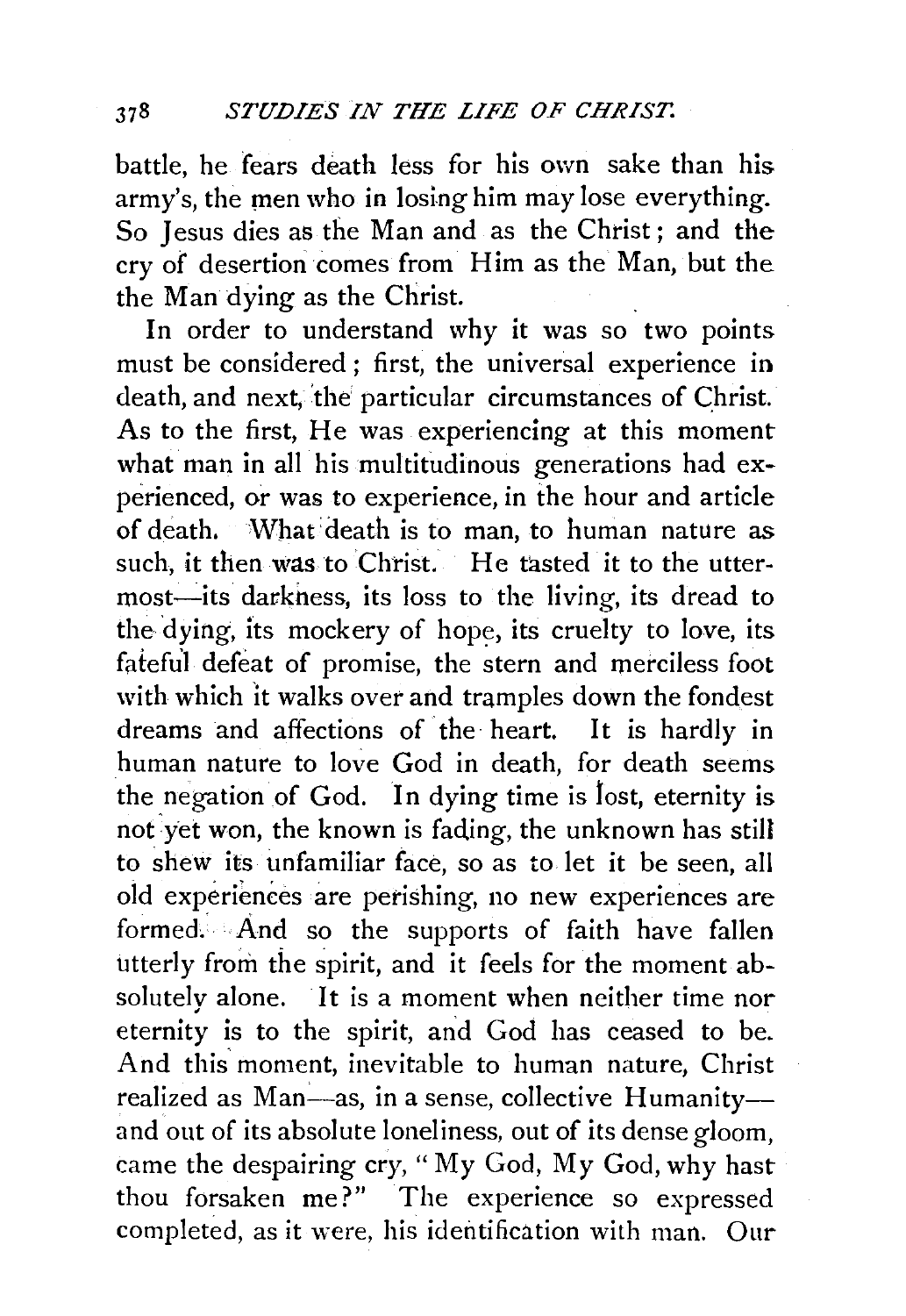battle, he fears death less for his own sake than his army's, the men who in losing him may lose everything. So Jesus dies as the Man and as the Christ; and the cry of desertion comes from Him as the Man, but the the Man dying as the Christ.

In order to understand why it was so two points must be considered; first, the universal experience in death, and next, the particular circumstances of Christ. As to the first, He was experiencing at this moment what man in all his multitudinous generations had experienced, or was to experience, in the hour and article of death. What death is to man, to human nature as such, it then was to Christ. He tasted it to the uttermost—its darkness, its loss to the living, its dread to the dying, its mockery of hope, its cruelty to love, its fateful defeat of promise, the stern and merciless foot with which it walks over and tramples down the fondest dreams and affections of the heart. It is hardly in human nature to love God in death, for death seems the negation of God. In dying time is lost, eternity is not yet won, the known is fading, the unknown has still to shew its unfamiliar face, so as to let it be seen, all old experiences are perishing, no new experiences are formed. And so the supports of faith have fallen utterly from the spirit, and it feels for the moment absolutely alone. It is a moment when neither time nor eternity is to the spirit, and God has ceased to be. And this moment, inevitable to human nature, Christ realized as Man—as, in a sense, collective Humanity—and out of its absolute loneliness, out of its dense gloom, came the despairing cry, "My God, My God, why hast thou forsaken me?" The experience so expressed completed, as it were, his identification with man. Our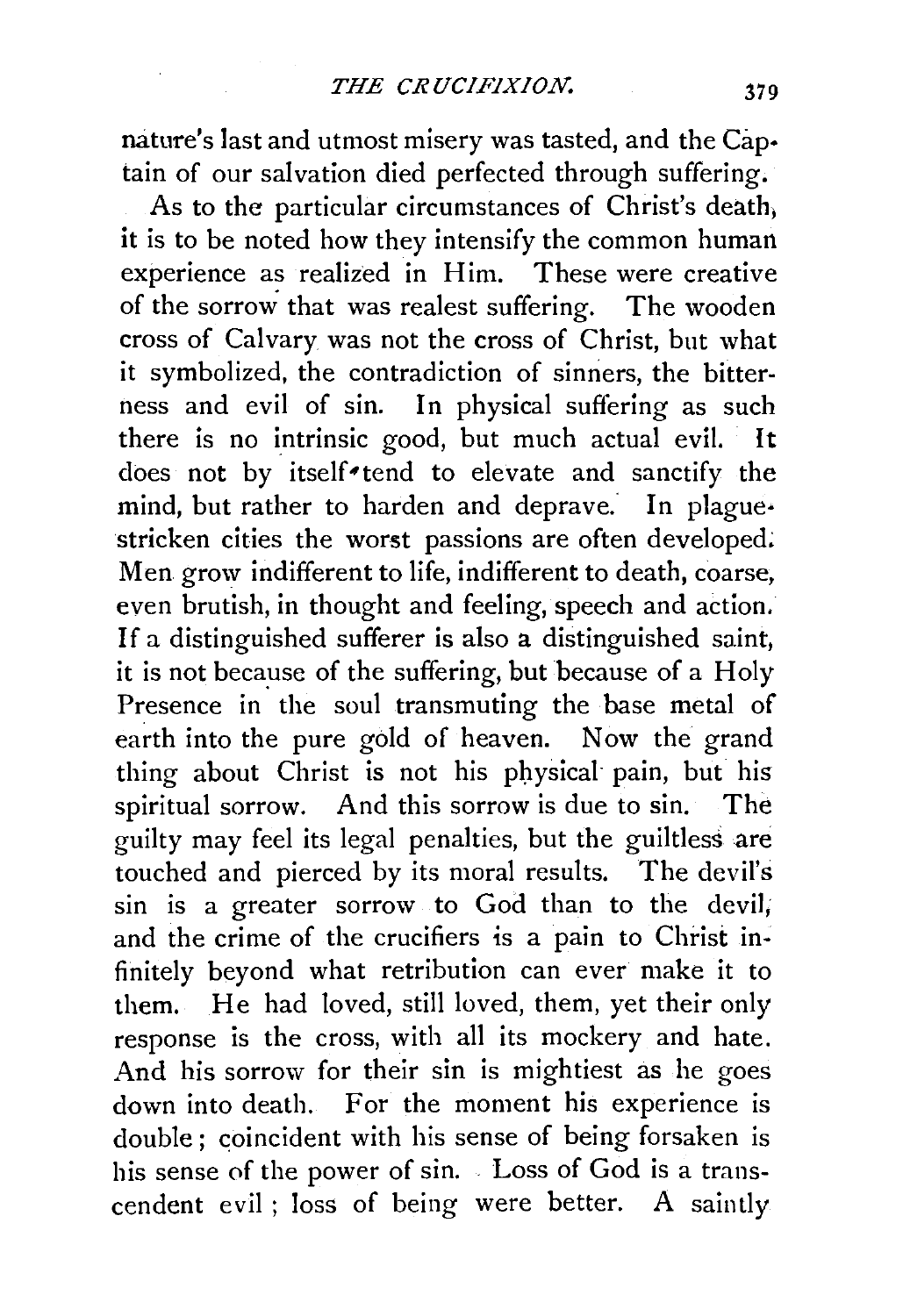nature's last and utmost misery was tasted, and the Captain of our salvation died perfected through suffering.

As to the particular circumstances of Christ's death, it is to be noted how they intensify the common human experience as realized in Him. These were creative of the sorrow that was realest suffering. The wooden cross of Calvary was not the cross of Christ, but what it symbolized, the contradiction of sinners, the bitterness and evil of sin. In physical suffering as such there is no intrinsic good, but much actual evil. It does not by itself tend to elevate and sanctify the mind, but rather to harden and deprave. In plague-stricken cities the worst passions are often developed. Men grow indifferent to life, indifferent to death, coarse, even brutish, in thought and feeling, speech and action. If a distinguished sufferer is also a distinguished saint, it is not because of the suffering, but because of a Holy Presence in the soul transmuting the base metal of earth into the pure gold of heaven. Now the grand thing about Christ is not his physical pain, but his spiritual sorrow. And this sorrow is due to sin. The guilty may feel its legal penalties, but the guiltless are touched and pierced by its moral results. The devil's sin is a greater sorrow to God than to the devil, and the crime of the crucifiers is a pain to Christ infinitely beyond what retribution can ever make it to them. He had loved, still loved, them, yet their only response is the cross, with all its mockery and hate. And his sorrow for their sin is mightiest as he goes down into death. For the moment his experience is double; coincident with his sense of being forsaken is his sense of the power of sin. Loss of God is a transcendent evil; loss of being were better. A saintly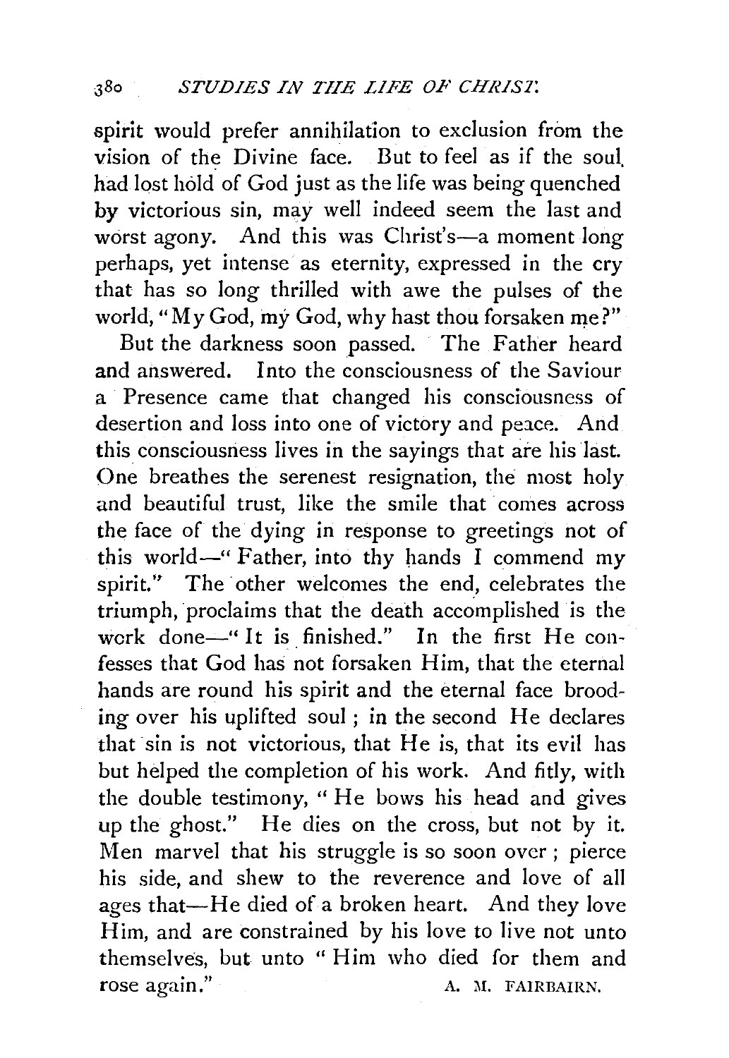spirit would prefer annihilation to exclusion from the vision of the Divine face. But to feel as if the soul had lost hold of God just as the life was being quenched by victorious sin, may well indeed seem the last and worst agony. And this was Christ's—a moment long perhaps, yet intense as eternity, expressed in the cry that has so long thrilled with awe the pulses of the world, "My God, my God, why hast thou forsaken me?"

But the darkness soon passed. The Father heard and answered. Into the consciousness of the Saviour a Presence came that changed his consciousness of desertion and loss into one of victory and peace. And this consciousness lives in the sayings that are his last. One breathes the serenest resignation, the most holy and beautiful trust, like the smile that comes across the face of the dying in response to greetings not of this world—" Father, into thy hands I commend my spirit." The other welcomes the end, celebrates the triumph, proclaims that the death accomplished is the work done—" It is finished." In the first He confesses that God has not forsaken Him, that the eternal hands are round his spirit and the eternal face brooding over his uplifted soul; in the second He declares that sin is not victorious, that He is, that its evil has but helped the completion of his work. And fitly, with the double testimony, " He bows his head and gives up the ghost." He dies on the cross, but not by it. Men marvel that his struggle is so soon over; pierce his side, and shew to the reverence and love of all ages that—He died of a broken heart. And they love Him, and are constrained by his love to live not unto themselves, but unto " Him who died for them and rose again."

A. M. FAIRBAIRN.